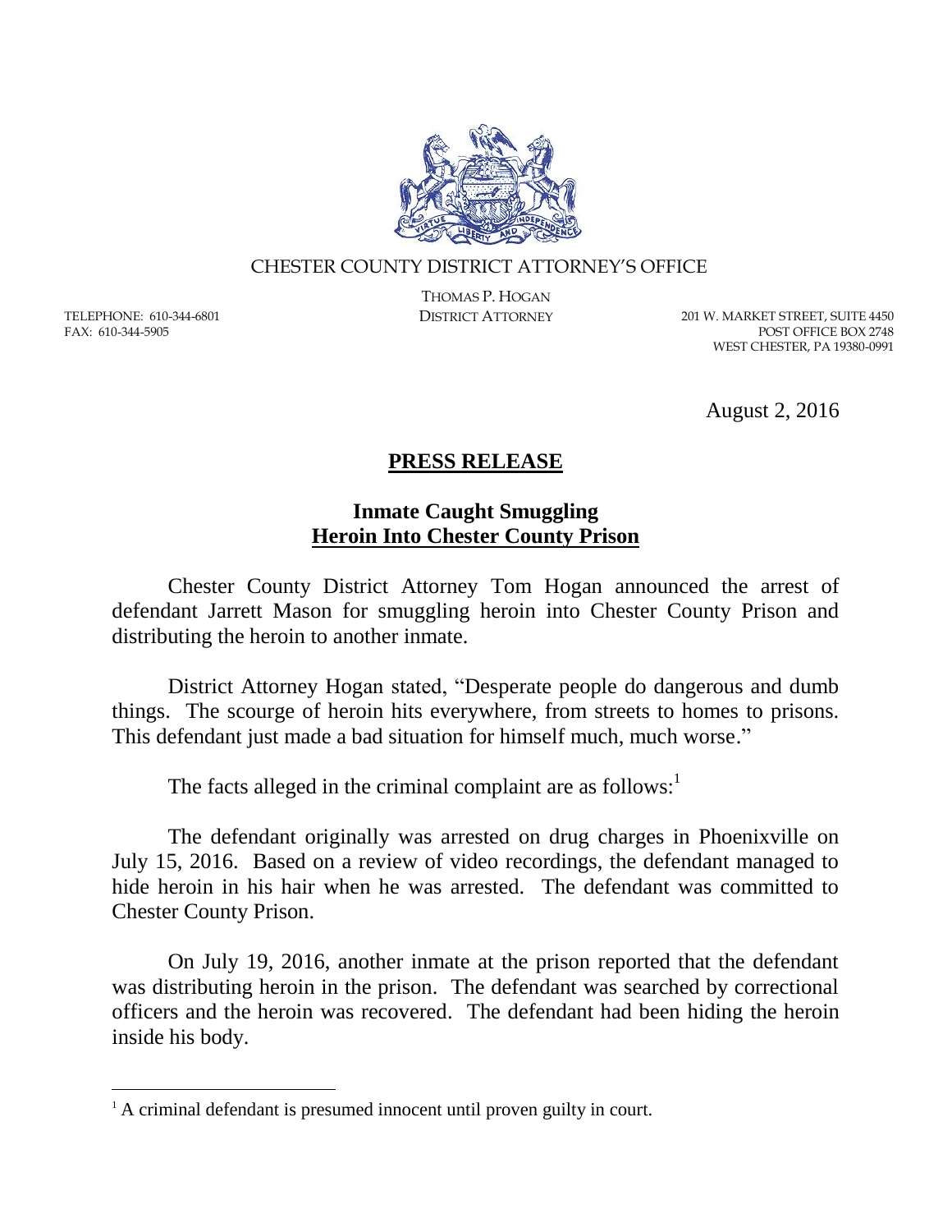CHESTER COUNTY DISTRICT ATTORNEY'S OFFICE

THOMAS P. HOGAN
DISTRICT ATTORNEY

TELEPHONE: 610-344-6801
FAX: 610-344-5905

201 W. MARKET STREET, SUITE 4450
POST OFFICE BOX 2748
WEST CHESTER, PA 19380-0991

August 2, 2016

# PRESS RELEASE

## Inmate Caught Smuggling Heroin Into Chester County Prison

Chester County District Attorney Tom Hogan announced the arrest of defendant Jarrett Mason for smuggling heroin into Chester County Prison and distributing the heroin to another inmate.

District Attorney Hogan stated, "Desperate people do dangerous and dumb things. The scourge of heroin hits everywhere, from streets to homes to prisons. This defendant just made a bad situation for himself much, much worse."

The facts alleged in the criminal complaint are as follows:[1]

The defendant originally was arrested on drug charges in Phoenixville on July 15, 2016. Based on a review of video recordings, the defendant managed to hide heroin in his hair when he was arrested. The defendant was committed to Chester County Prison.

On July 19, 2016, another inmate at the prison reported that the defendant was distributing heroin in the prison. The defendant was searched by correctional officers and the heroin was recovered. The defendant had been hiding the heroin inside his body.

[1] A criminal defendant is presumed innocent until proven guilty in court.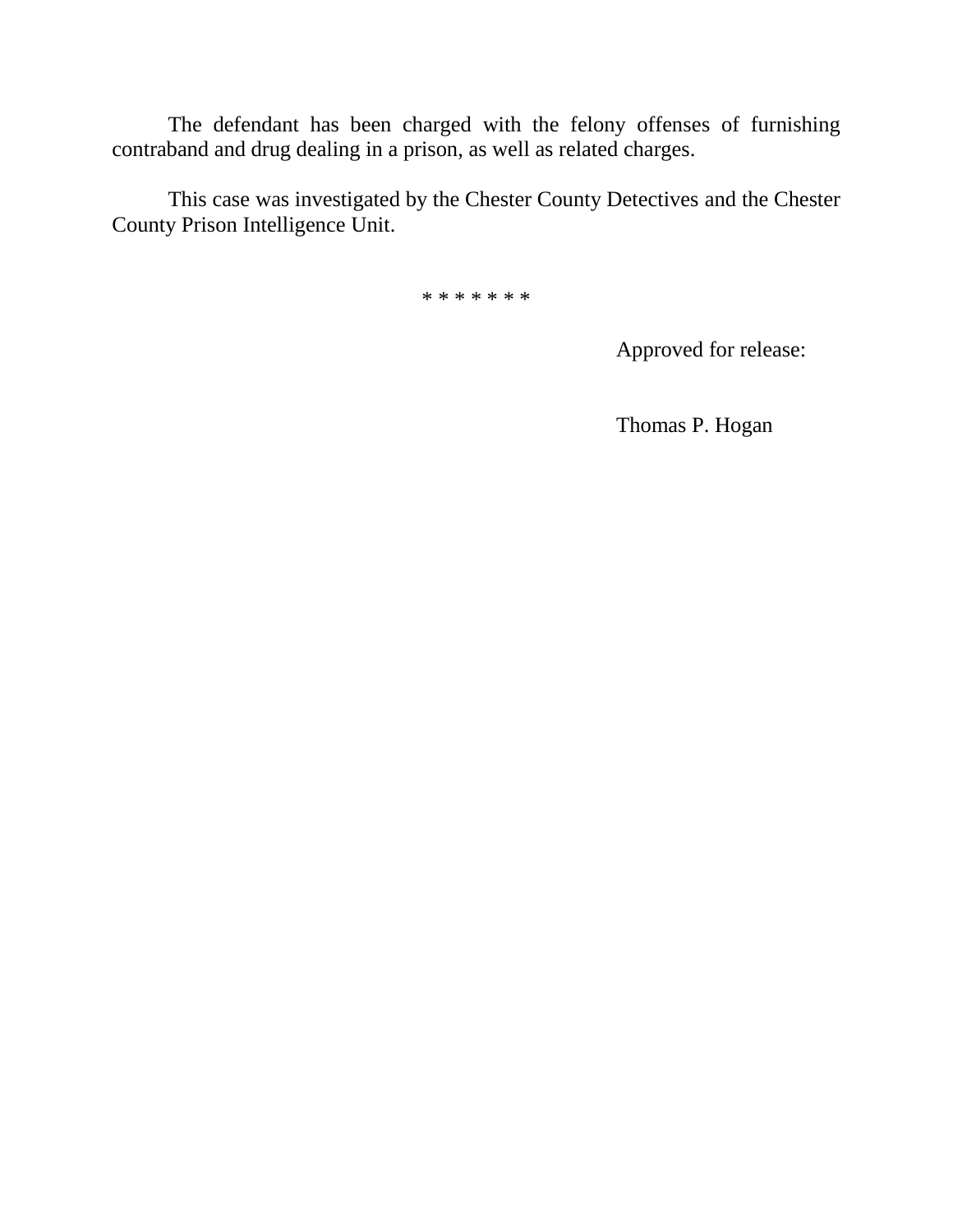The defendant has been charged with the felony offenses of furnishing contraband and drug dealing in a prison, as well as related charges.

This case was investigated by the Chester County Detectives and the Chester County Prison Intelligence Unit.

* * * * * * *

Approved for release:

Thomas P. Hogan